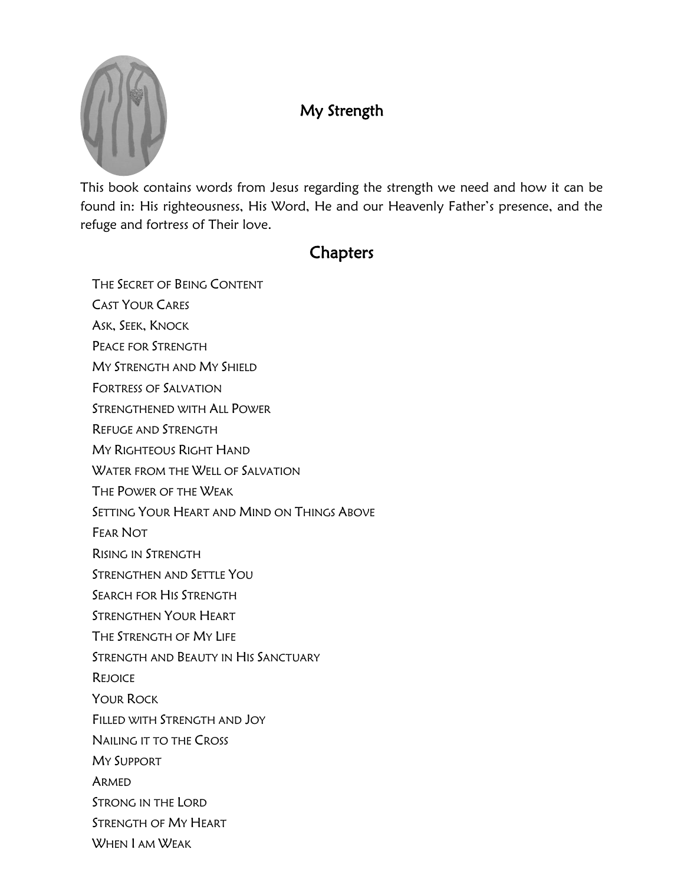# My Strength

This book contains words from Jesus regarding the strength we need and how it can be found in: His righteousness, His Word, He and our Heavenly Father's presence, and the refuge and fortress of Their love.

## Chapters

- The Secret of Being Content
- Cast Your Cares
- Ask, Seek, Knock
- Peace for Strength
- My Strength and My Shield
- Fortress of Salvation
- Strengthened with All Power
- Refuge and Strength
- My Righteous Right Hand
- Water from the Well of Salvation
- The Power of the Weak
- Setting Your Heart and Mind on Things Above
- Fear Not
- Rising in Strength
- Strengthen and Settle You
- Search for His Strength
- Strengthen Your Heart
- The Strength of My Life
- Strength and Beauty in His Sanctuary
- Rejoice
- Your Rock
- Filled with Strength and Joy
- Nailing it to the Cross
- My Support
- Armed
- Strong in the Lord
- Strength of My Heart
- When I am Weak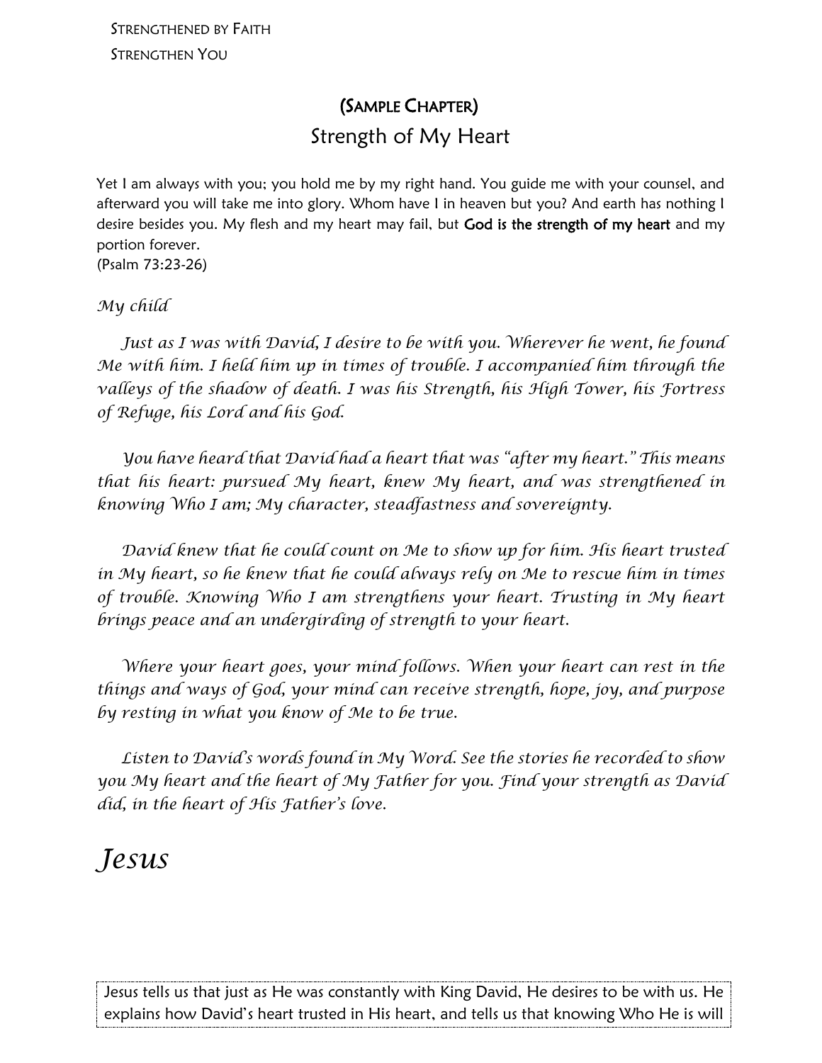(Sample Chapter)

## Strength of My Heart

Yet I am always with you; you hold me by my right hand. You guide me with your counsel, and afterward you will take me into glory. Whom have I in heaven but you? And earth has nothing I desire besides you. My flesh and my heart may fail, but **God is the strength of my heart** and my portion forever.
(Psalm 73:23-26)

*My child*

*Just as I was with David, I desire to be with you. Wherever he went, he found Me with him. I held him up in times of trouble. I accompanied him through the valleys of the shadow of death. I was his Strength, his High Tower, his Fortress of Refuge, his Lord and his God.*

*You have heard that David had a heart that was "after my heart." This means that his heart: pursued My heart, knew My heart, and was strengthened in knowing Who I am; My character, steadfastness and sovereignty.*

*David knew that he could count on Me to show up for him. His heart trusted in My heart, so he knew that he could always rely on Me to rescue him in times of trouble. Knowing Who I am strengthens your heart. Trusting in My heart brings peace and an undergirding of strength to your heart.*

*Where your heart goes, your mind follows. When your heart can rest in the things and ways of God, your mind can receive strength, hope, joy, and purpose by resting in what you know of Me to be true.*

*Listen to David's words found in My Word. See the stories he recorded to show you My heart and the heart of My Father for you. Find your strength as David did, in the heart of His Father's love.*

# *Jesus*

Jesus tells us that just as He was constantly with King David, He desires to be with us. He explains how David's heart trusted in His heart, and tells us that knowing Who He is will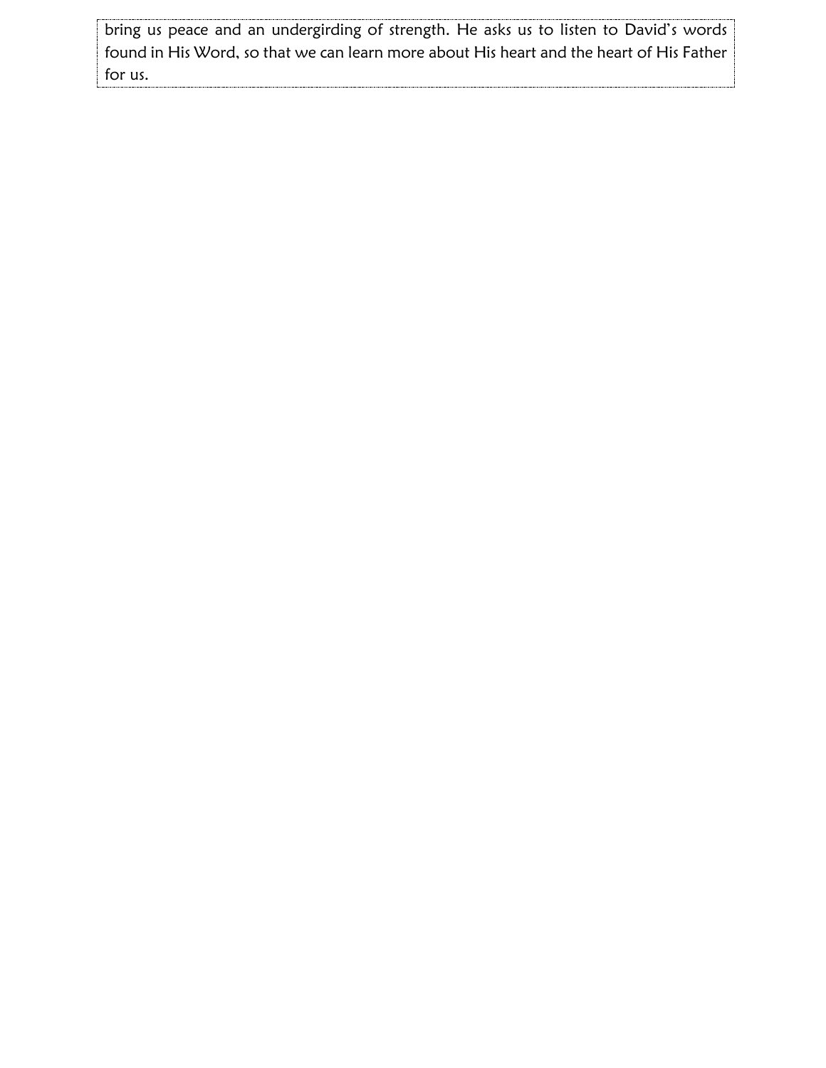bring us peace and an undergirding of strength. He asks us to listen to David's words found in His Word, so that we can learn more about His heart and the heart of His Father for us.